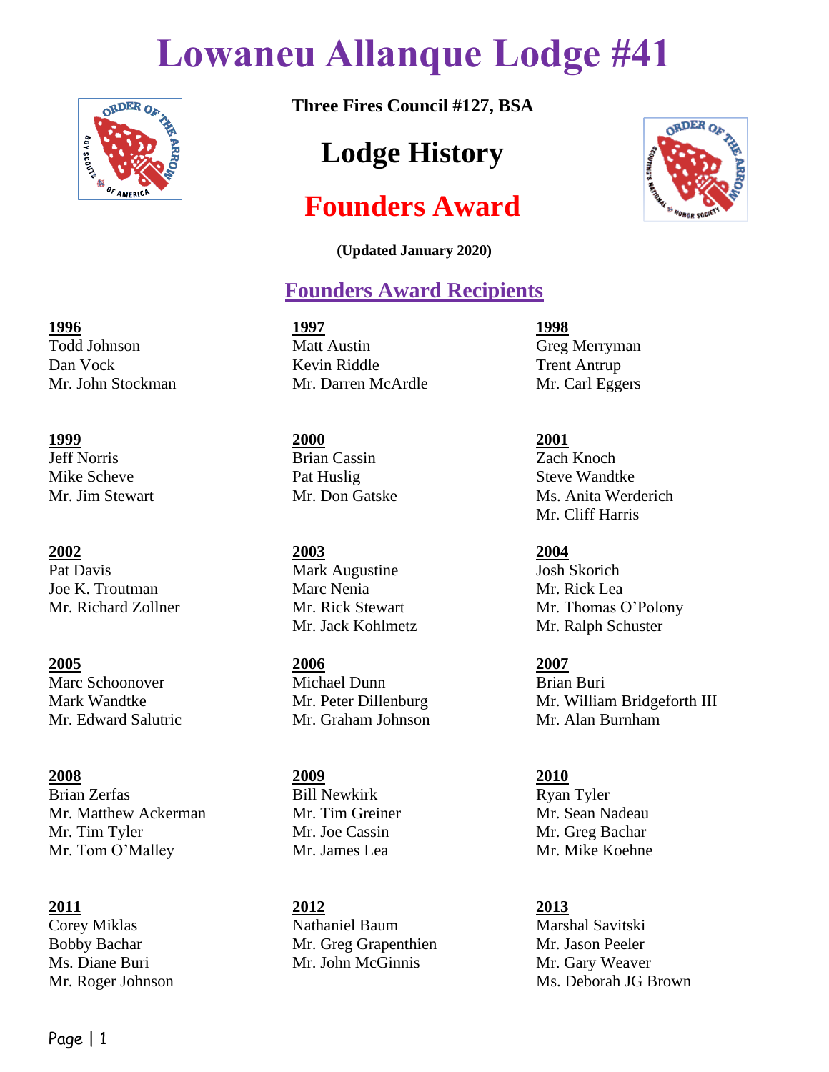# Lowaneu Allanque Lodge #41

**Three Fires Council #127, BSA**

## Lodge History

## Founders Award

**(Updated January 2020)**

### Founders Award Recipients

**1996**
Todd Johnson
Dan Vock
Mr. John Stockman

**1997**
Matt Austin
Kevin Riddle
Mr. Darren McArdle

**1998**
Greg Merryman
Trent Antrup
Mr. Carl Eggers

**1999**
Jeff Norris
Mike Scheve
Mr. Jim Stewart

**2000**
Brian Cassin
Pat Huslig
Mr. Don Gatske

**2001**
Zach Knoch
Steve Wandtke
Ms. Anita Werderich
Mr. Cliff Harris

**2002**
Pat Davis
Joe K. Troutman
Mr. Richard Zollner

**2003**
Mark Augustine
Marc Nenia
Mr. Rick Stewart
Mr. Jack Kohlmetz

**2004**
Josh Skorich
Mr. Rick Lea
Mr. Thomas O'Polony
Mr. Ralph Schuster

**2005**
Marc Schoonover
Mark Wandtke
Mr. Edward Salutric

**2006**
Michael Dunn
Mr. Peter Dillenburg
Mr. Graham Johnson

**2007**
Brian Buri
Mr. William Bridgeforth III
Mr. Alan Burnham

**2008**
Brian Zerfas
Mr. Matthew Ackerman
Mr. Tim Tyler
Mr. Tom O'Malley

**2009**
Bill Newkirk
Mr. Tim Greiner
Mr. Joe Cassin
Mr. James Lea

**2010**
Ryan Tyler
Mr. Sean Nadeau
Mr. Greg Bachar
Mr. Mike Koehne

**2011**
Corey Miklas
Bobby Bachar
Ms. Diane Buri
Mr. Roger Johnson

**2012**
Nathaniel Baum
Mr. Greg Grapenthien
Mr. John McGinnis

**2013**
Marshal Savitski
Mr. Jason Peeler
Mr. Gary Weaver
Ms. Deborah JG Brown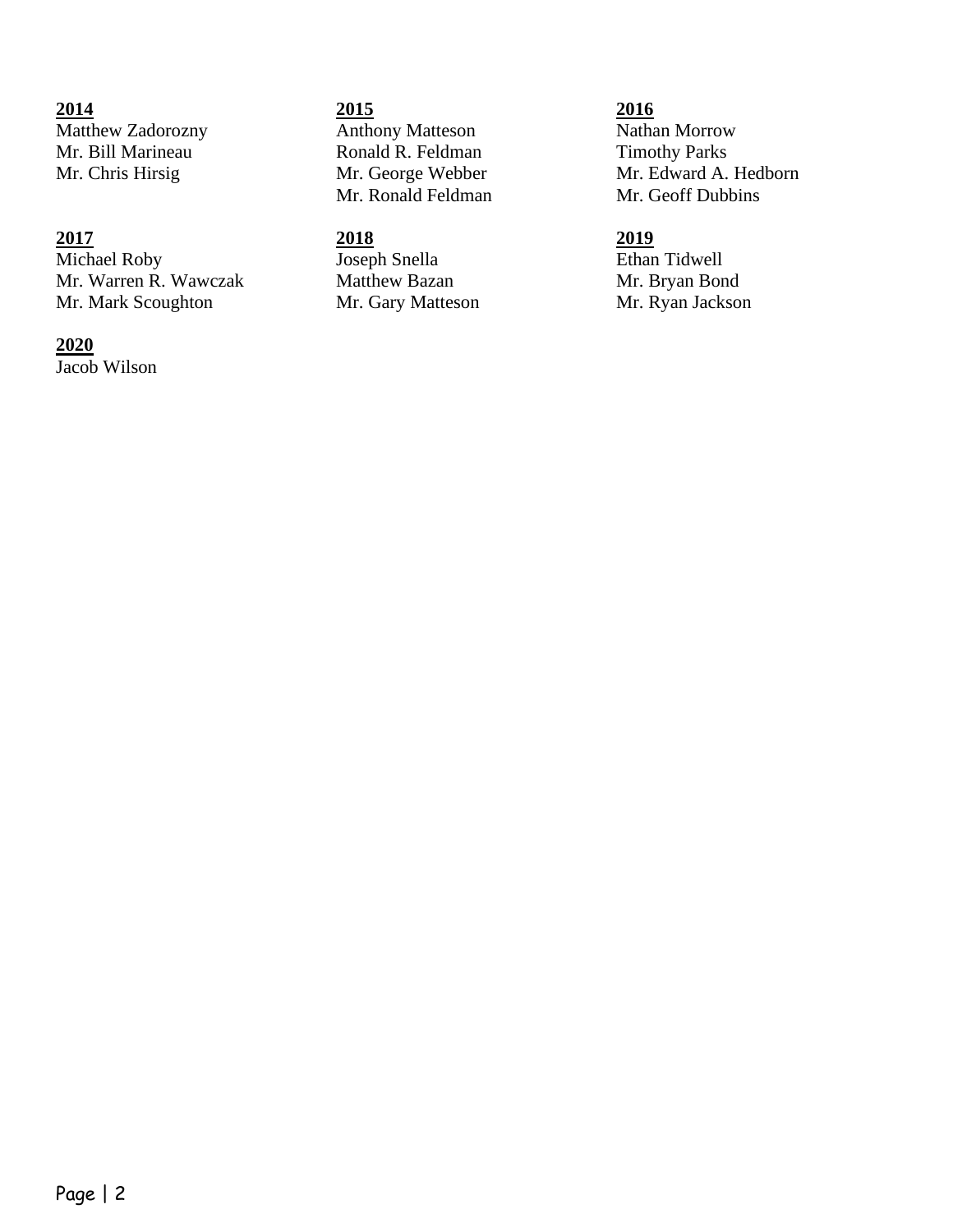**2014**
Matthew Zadorozny
Mr. Bill Marineau
Mr. Chris Hirsig

**2015**
Anthony Matteson
Ronald R. Feldman
Mr. George Webber
Mr. Ronald Feldman

**2016**
Nathan Morrow
Timothy Parks
Mr. Edward A. Hedborn
Mr. Geoff Dubbins

**2017**
Michael Roby
Mr. Warren R. Wawczak
Mr. Mark Scoughton

**2018**
Joseph Snella
Matthew Bazan
Mr. Gary Matteson

**2019**
Ethan Tidwell
Mr. Bryan Bond
Mr. Ryan Jackson

**2020**
Jacob Wilson